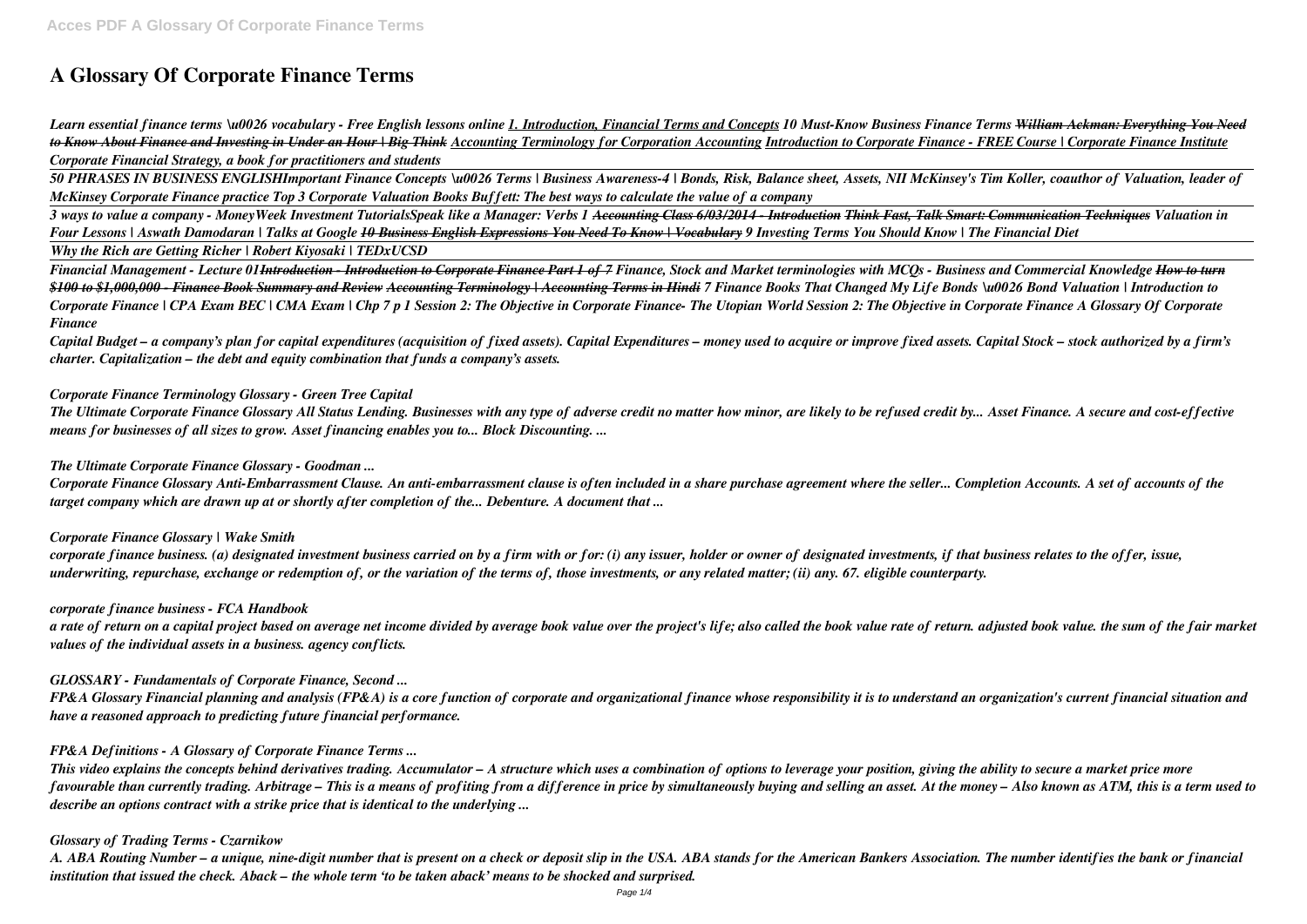# A Glossary Of Corporate Finance Terms

*Learn essential finance terms \u0026 vocabulary - Free English lessons online 1. Introduction, Financial Terms and Concepts 10 Must-Know Business Finance Terms ~~William Ackman: Everything You Need to Know About Finance and Investing in Under an Hour | Big Think~~ Accounting Terminology for Corporation Accounting Introduction to Corporate Finance - FREE Course | Corporate Finance Institute Corporate Financial Strategy, a book for practitioners and students*

*50 PHRASES IN BUSINESS ENGLISHImportant Finance Concepts \u0026 Terms | Business Awareness-4 | Bonds, Risk, Balance sheet, Assets, NII McKinsey's Tim Koller, coauthor of Valuation, leader of McKinsey Corporate Finance practice Top 3 Corporate Valuation Books Buffett: The best ways to calculate the value of a company*

*3 ways to value a company - MoneyWeek Investment TutorialsSpeak like a Manager: Verbs 1 ~~Accounting Class 6/03/2014 - Introduction~~ Think Fast, Talk Smart: Communication Techniques Valuation in Four Lessons | Aswath Damodaran | Talks at Google ~~10 Business English Expressions You Need To Know | Vocabulary~~ 9 Investing Terms You Should Know | The Financial Diet*

*Why the Rich are Getting Richer | Robert Kiyosaki | TEDxUCSD*

*Financial Management - Lecture 01~~Introduction - Introduction to Corporate Finance Part 1 of 7~~ Finance, Stock and Market terminologies with MCQs - Business and Commercial Knowledge ~~How to turn \$100 to \$1,000,000 - Finance Book Summary and Review~~ ~~Accounting Terminology | Accounting Terms in Hindi~~ 7 Finance Books That Changed My Life Bonds \u0026 Bond Valuation | Introduction to Corporate Finance | CPA Exam BEC | CMA Exam | Chp 7 p 1 Session 2: The Objective in Corporate Finance- The Utopian World Session 2: The Objective in Corporate Finance A Glossary Of Corporate Finance*

*Capital Budget – a company's plan for capital expenditures (acquisition of fixed assets). Capital Expenditures – money used to acquire or improve fixed assets. Capital Stock – stock authorized by a firm's charter. Capitalization – the debt and equity combination that funds a company's assets.*

*Corporate Finance Terminology Glossary - Green Tree Capital*

*The Ultimate Corporate Finance Glossary All Status Lending. Businesses with any type of adverse credit no matter how minor, are likely to be refused credit by... Asset Finance. A secure and cost-effective means for businesses of all sizes to grow. Asset financing enables you to... Block Discounting. ...*

*The Ultimate Corporate Finance Glossary - Goodman ...*

*Corporate Finance Glossary Anti-Embarrassment Clause. An anti-embarrassment clause is often included in a share purchase agreement where the seller... Completion Accounts. A set of accounts of the target company which are drawn up at or shortly after completion of the... Debenture. A document that ...*

*Corporate Finance Glossary | Wake Smith*

*corporate finance business. (a) designated investment business carried on by a firm with or for: (i) any issuer, holder or owner of designated investments, if that business relates to the offer, issue, underwriting, repurchase, exchange or redemption of, or the variation of the terms of, those investments, or any related matter; (ii) any. 67. eligible counterparty.*

*corporate finance business - FCA Handbook*

*a rate of return on a capital project based on average net income divided by average book value over the project's life; also called the book value rate of return. adjusted book value. the sum of the fair market values of the individual assets in a business. agency conflicts.*

*GLOSSARY - Fundamentals of Corporate Finance, Second ...*

*FP&A Glossary Financial planning and analysis (FP&A) is a core function of corporate and organizational finance whose responsibility it is to understand an organization's current financial situation and have a reasoned approach to predicting future financial performance.*

*FP&A Definitions - A Glossary of Corporate Finance Terms ...*

*This video explains the concepts behind derivatives trading. Accumulator – A structure which uses a combination of options to leverage your position, giving the ability to secure a market price more favourable than currently trading. Arbitrage – This is a means of profiting from a difference in price by simultaneously buying and selling an asset. At the money – Also known as ATM, this is a term used to describe an options contract with a strike price that is identical to the underlying ...*

*Glossary of Trading Terms - Czarnikow*

*A. ABA Routing Number – a unique, nine-digit number that is present on a check or deposit slip in the USA. ABA stands for the American Bankers Association. The number identifies the bank or financial institution that issued the check. Aback – the whole term 'to be taken aback' means to be shocked and surprised.*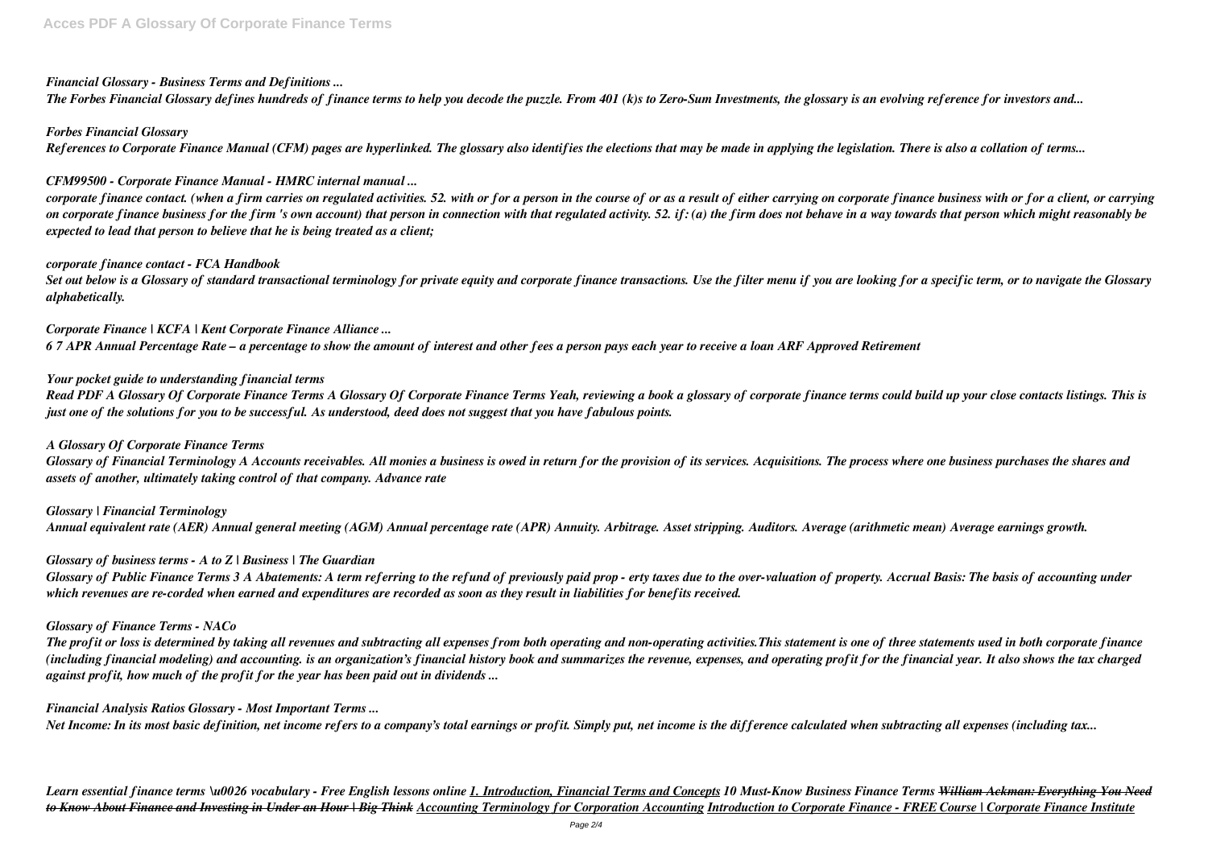*Financial Glossary - Business Terms and Definitions ...*

*The Forbes Financial Glossary defines hundreds of finance terms to help you decode the puzzle. From 401 (k)s to Zero-Sum Investments, the glossary is an evolving reference for investors and...*

*Forbes Financial Glossary*

*References to Corporate Finance Manual (CFM) pages are hyperlinked. The glossary also identifies the elections that may be made in applying the legislation. There is also a collation of terms...*

*CFM99500 - Corporate Finance Manual - HMRC internal manual ...*

*corporate finance contact. (when a firm carries on regulated activities. 52. with or for a person in the course of or as a result of either carrying on corporate finance business with or for a client, or carrying on corporate finance business for the firm 's own account) that person in connection with that regulated activity. 52. if: (a) the firm does not behave in a way towards that person which might reasonably be expected to lead that person to believe that he is being treated as a client;*

*corporate finance contact - FCA Handbook*

*Set out below is a Glossary of standard transactional terminology for private equity and corporate finance transactions. Use the filter menu if you are looking for a specific term, or to navigate the Glossary alphabetically.*

*Corporate Finance | KCFA | Kent Corporate Finance Alliance ...*

*6 7 APR Annual Percentage Rate – a percentage to show the amount of interest and other fees a person pays each year to receive a loan ARF Approved Retirement*

*Your pocket guide to understanding financial terms*

*Read PDF A Glossary Of Corporate Finance Terms A Glossary Of Corporate Finance Terms Yeah, reviewing a book a glossary of corporate finance terms could build up your close contacts listings. This is just one of the solutions for you to be successful. As understood, deed does not suggest that you have fabulous points.*

*A Glossary Of Corporate Finance Terms*

*Glossary of Financial Terminology A Accounts receivables. All monies a business is owed in return for the provision of its services. Acquisitions. The process where one business purchases the shares and assets of another, ultimately taking control of that company. Advance rate*

*Glossary | Financial Terminology*

*Annual equivalent rate (AER) Annual general meeting (AGM) Annual percentage rate (APR) Annuity. Arbitrage. Asset stripping. Auditors. Average (arithmetic mean) Average earnings growth.*

*Glossary of business terms - A to Z | Business | The Guardian*

*Glossary of Public Finance Terms 3 A Abatements: A term referring to the refund of previously paid prop - erty taxes due to the over-valuation of property. Accrual Basis: The basis of accounting under which revenues are re-corded when earned and expenditures are recorded as soon as they result in liabilities for benefits received.*

*Glossary of Finance Terms - NACo*

*The profit or loss is determined by taking all revenues and subtracting all expenses from both operating and non-operating activities.This statement is one of three statements used in both corporate finance (including financial modeling) and accounting. is an organization's financial history book and summarizes the revenue, expenses, and operating profit for the financial year. It also shows the tax charged against profit, how much of the profit for the year has been paid out in dividends ...*

*Financial Analysis Ratios Glossary - Most Important Terms ...*

*Net Income: In its most basic definition, net income refers to a company's total earnings or profit. Simply put, net income is the difference calculated when subtracting all expenses (including tax...*

*Learn essential finance terms \u0026 vocabulary - Free English lessons online* *1. Introduction, Financial Terms and Concepts* *10 Must-Know Business Finance Terms* *~~William Ackman: Everything You Need to Know About Finance and Investing in Under an Hour | Big Think~~* *Accounting Terminology for Corporation Accounting* *Introduction to Corporate Finance - FREE Course | Corporate Finance Institute*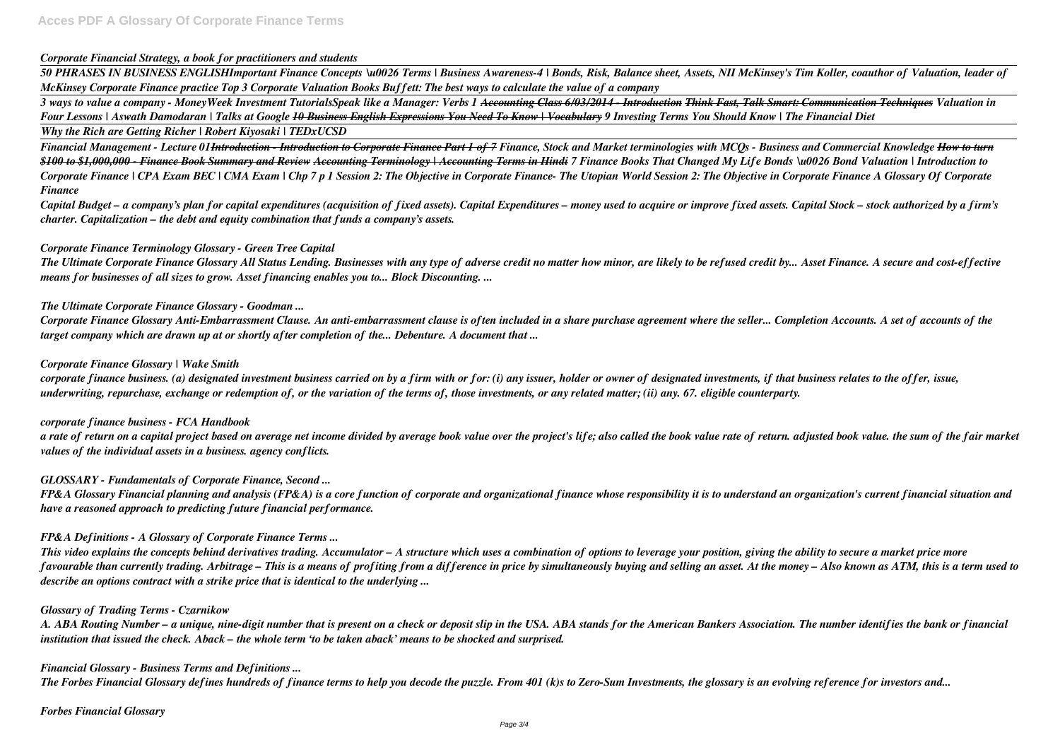*Corporate Financial Strategy, a book for practitioners and students*

*50 PHRASES IN BUSINESS ENGLISHImportant Finance Concepts \u0026 Terms | Business Awareness-4 | Bonds, Risk, Balance sheet, Assets, NII McKinsey's Tim Koller, coauthor of Valuation, leader of McKinsey Corporate Finance practice Top 3 Corporate Valuation Books Buffett: The best ways to calculate the value of a company*

*3 ways to value a company - MoneyWeek Investment TutorialsSpeak like a Manager: Verbs 1 ~~Accounting Class 6/03/2014 - Introduction~~ ~~Think Fast, Talk Smart: Communication Techniques~~ Valuation in Four Lessons | Aswath Damodaran | Talks at Google ~~10 Business English Expressions You Need To Know | Vocabulary~~ 9 Investing Terms You Should Know | The Financial Diet*

*Why the Rich are Getting Richer | Robert Kiyosaki | TEDxUCSD*

*Financial Management - Lecture 01~~Introduction - Introduction to Corporate Finance Part 1 of 7~~ Finance, Stock and Market terminologies with MCQs - Business and Commercial Knowledge ~~How to turn \$100 to \$1,000,000 - Finance Book Summary and Review~~ ~~Accounting Terminology | Accounting Terms in Hindi~~ 7 Finance Books That Changed My Life Bonds \u0026 Bond Valuation | Introduction to Corporate Finance | CPA Exam BEC | CMA Exam | Chp 7 p 1 Session 2: The Objective in Corporate Finance- The Utopian World Session 2: The Objective in Corporate Finance A Glossary Of Corporate Finance*

*Capital Budget – a company's plan for capital expenditures (acquisition of fixed assets). Capital Expenditures – money used to acquire or improve fixed assets. Capital Stock – stock authorized by a firm's charter. Capitalization – the debt and equity combination that funds a company's assets.*

*Corporate Finance Terminology Glossary - Green Tree Capital*

*The Ultimate Corporate Finance Glossary All Status Lending. Businesses with any type of adverse credit no matter how minor, are likely to be refused credit by... Asset Finance. A secure and cost-effective means for businesses of all sizes to grow. Asset financing enables you to... Block Discounting. ...*

*The Ultimate Corporate Finance Glossary - Goodman ...*

*Corporate Finance Glossary Anti-Embarrassment Clause. An anti-embarrassment clause is often included in a share purchase agreement where the seller... Completion Accounts. A set of accounts of the target company which are drawn up at or shortly after completion of the... Debenture. A document that ...*

*Corporate Finance Glossary | Wake Smith*

*corporate finance business. (a) designated investment business carried on by a firm with or for: (i) any issuer, holder or owner of designated investments, if that business relates to the offer, issue, underwriting, repurchase, exchange or redemption of, or the variation of the terms of, those investments, or any related matter; (ii) any. 67. eligible counterparty.*

*corporate finance business - FCA Handbook*

*a rate of return on a capital project based on average net income divided by average book value over the project's life; also called the book value rate of return. adjusted book value. the sum of the fair market values of the individual assets in a business. agency conflicts.*

*GLOSSARY - Fundamentals of Corporate Finance, Second ...*

*FP&A Glossary Financial planning and analysis (FP&A) is a core function of corporate and organizational finance whose responsibility it is to understand an organization's current financial situation and have a reasoned approach to predicting future financial performance.*

*FP&A Definitions - A Glossary of Corporate Finance Terms ...*

*This video explains the concepts behind derivatives trading. Accumulator – A structure which uses a combination of options to leverage your position, giving the ability to secure a market price more favourable than currently trading. Arbitrage – This is a means of profiting from a difference in price by simultaneously buying and selling an asset. At the money – Also known as ATM, this is a term used to describe an options contract with a strike price that is identical to the underlying ...*

*Glossary of Trading Terms - Czarnikow*

*A. ABA Routing Number – a unique, nine-digit number that is present on a check or deposit slip in the USA. ABA stands for the American Bankers Association. The number identifies the bank or financial institution that issued the check. Aback – the whole term 'to be taken aback' means to be shocked and surprised.*

*Financial Glossary - Business Terms and Definitions ...*

*The Forbes Financial Glossary defines hundreds of finance terms to help you decode the puzzle. From 401 (k)s to Zero-Sum Investments, the glossary is an evolving reference for investors and...*

*Forbes Financial Glossary*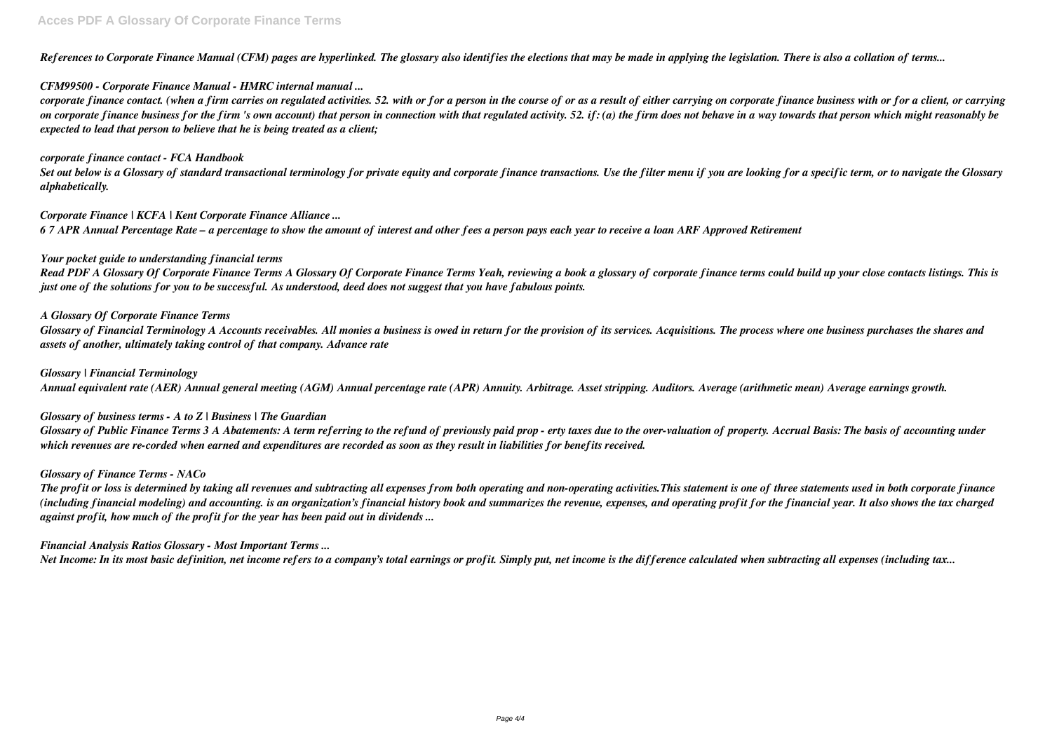*References to Corporate Finance Manual (CFM) pages are hyperlinked. The glossary also identifies the elections that may be made in applying the legislation. There is also a collation of terms...*

***CFM99500 - Corporate Finance Manual - HMRC internal manual ...***

*corporate finance contact. (when a firm carries on regulated activities. 52. with or for a person in the course of or as a result of either carrying on corporate finance business with or for a client, or carrying on corporate finance business for the firm 's own account) that person in connection with that regulated activity. 52. if: (a) the firm does not behave in a way towards that person which might reasonably be expected to lead that person to believe that he is being treated as a client;*

***corporate finance contact - FCA Handbook***

*Set out below is a Glossary of standard transactional terminology for private equity and corporate finance transactions. Use the filter menu if you are looking for a specific term, or to navigate the Glossary alphabetically.*

***Corporate Finance | KCFA | Kent Corporate Finance Alliance ...***

*6 7 APR Annual Percentage Rate – a percentage to show the amount of interest and other fees a person pays each year to receive a loan ARF Approved Retirement*

***Your pocket guide to understanding financial terms***

*Read PDF A Glossary Of Corporate Finance Terms A Glossary Of Corporate Finance Terms Yeah, reviewing a book a glossary of corporate finance terms could build up your close contacts listings. This is just one of the solutions for you to be successful. As understood, deed does not suggest that you have fabulous points.*

***A Glossary Of Corporate Finance Terms***

*Glossary of Financial Terminology A Accounts receivables. All monies a business is owed in return for the provision of its services. Acquisitions. The process where one business purchases the shares and assets of another, ultimately taking control of that company. Advance rate*

***Glossary | Financial Terminology***

*Annual equivalent rate (AER) Annual general meeting (AGM) Annual percentage rate (APR) Annuity. Arbitrage. Asset stripping. Auditors. Average (arithmetic mean) Average earnings growth.*

***Glossary of business terms - A to Z | Business | The Guardian***

*Glossary of Public Finance Terms 3 A Abatements: A term referring to the refund of previously paid prop - erty taxes due to the over-valuation of property. Accrual Basis: The basis of accounting under which revenues are re-corded when earned and expenditures are recorded as soon as they result in liabilities for benefits received.*

***Glossary of Finance Terms - NACo***

*The profit or loss is determined by taking all revenues and subtracting all expenses from both operating and non-operating activities.This statement is one of three statements used in both corporate finance (including financial modeling) and accounting. is an organization's financial history book and summarizes the revenue, expenses, and operating profit for the financial year. It also shows the tax charged against profit, how much of the profit for the year has been paid out in dividends ...*

***Financial Analysis Ratios Glossary - Most Important Terms ...***

*Net Income: In its most basic definition, net income refers to a company's total earnings or profit. Simply put, net income is the difference calculated when subtracting all expenses (including tax...*